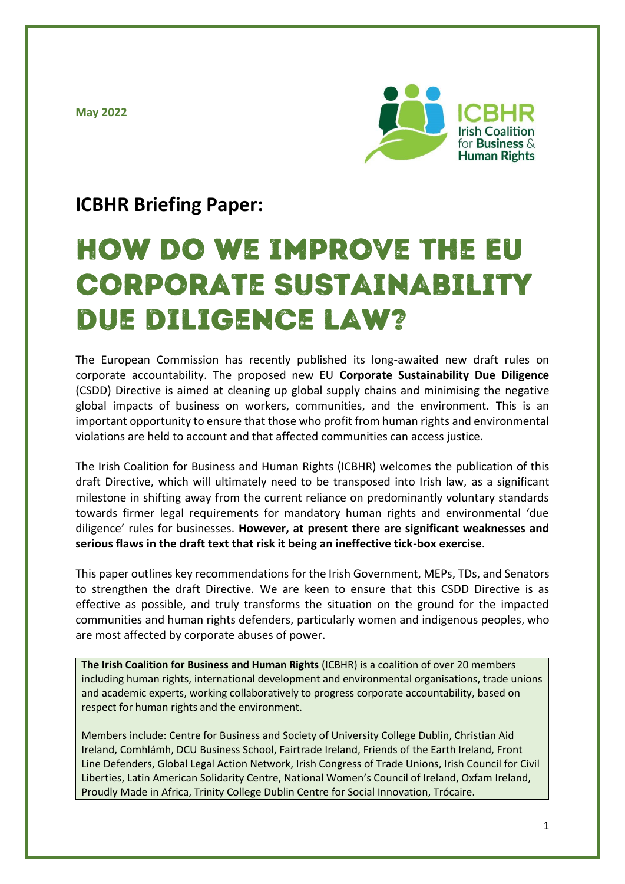May 2022

ICBHR
Irish Coalition for Business & Human Rights

## ICBHR Briefing Paper:

# HOW DO WE IMPROVE THE EU CORPORATE SUSTAINABILITY DUE DILIGENCE LAW?

The European Commission has recently published its long-awaited new draft rules on corporate accountability. The proposed new EU **Corporate Sustainability Due Diligence** (CSDD) Directive is aimed at cleaning up global supply chains and minimising the negative global impacts of business on workers, communities, and the environment. This is an important opportunity to ensure that those who profit from human rights and environmental violations are held to account and that affected communities can access justice.

The Irish Coalition for Business and Human Rights (ICBHR) welcomes the publication of this draft Directive, which will ultimately need to be transposed into Irish law, as a significant milestone in shifting away from the current reliance on predominantly voluntary standards towards firmer legal requirements for mandatory human rights and environmental 'due diligence' rules for businesses. **However, at present there are significant weaknesses and serious flaws in the draft text that risk it being an ineffective tick-box exercise**.

This paper outlines key recommendations for the Irish Government, MEPs, TDs, and Senators to strengthen the draft Directive. We are keen to ensure that this CSDD Directive is as effective as possible, and truly transforms the situation on the ground for the impacted communities and human rights defenders, particularly women and indigenous peoples, who are most affected by corporate abuses of power.

**The Irish Coalition for Business and Human Rights** (ICBHR) is a coalition of over 20 members including human rights, international development and environmental organisations, trade unions and academic experts, working collaboratively to progress corporate accountability, based on respect for human rights and the environment.

Members include: Centre for Business and Society of University College Dublin, Christian Aid Ireland, Comhlámh, DCU Business School, Fairtrade Ireland, Friends of the Earth Ireland, Front Line Defenders, Global Legal Action Network, Irish Congress of Trade Unions, Irish Council for Civil Liberties, Latin American Solidarity Centre, National Women's Council of Ireland, Oxfam Ireland, Proudly Made in Africa, Trinity College Dublin Centre for Social Innovation, Trócaire.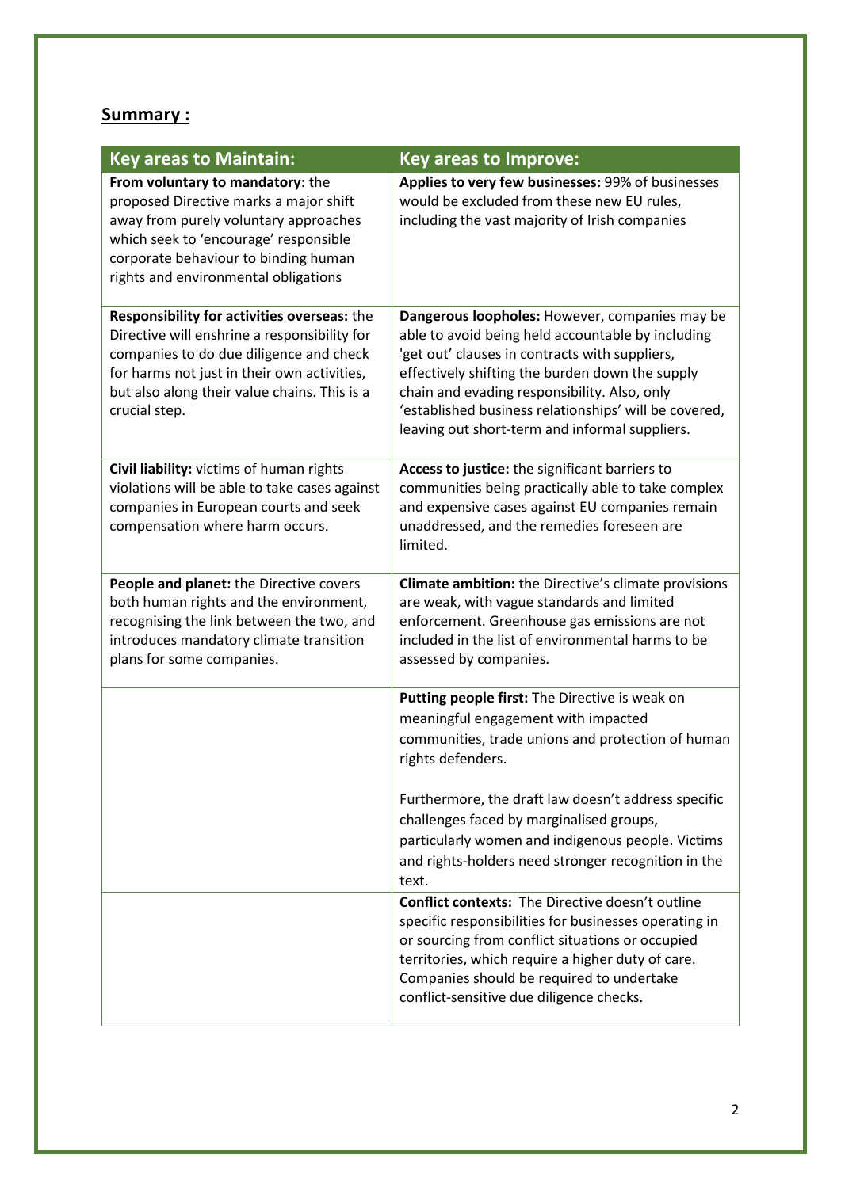## Summary :

| Key areas to Maintain: | Key areas to Improve: |
|---|---|
| **From voluntary to mandatory:** the proposed Directive marks a major shift away from purely voluntary approaches which seek to 'encourage' responsible corporate behaviour to binding human rights and environmental obligations | **Applies to very few businesses:** 99% of businesses would be excluded from these new EU rules, including the vast majority of Irish companies |
| **Responsibility for activities overseas:** the Directive will enshrine a responsibility for companies to do due diligence and check for harms not just in their own activities, but also along their value chains. This is a crucial step. | **Dangerous loopholes:** However, companies may be able to avoid being held accountable by including 'get out' clauses in contracts with suppliers, effectively shifting the burden down the supply chain and evading responsibility. Also, only 'established business relationships' will be covered, leaving out short-term and informal suppliers. |
| **Civil liability:** victims of human rights violations will be able to take cases against companies in European courts and seek compensation where harm occurs. | **Access to justice:** the significant barriers to communities being practically able to take complex and expensive cases against EU companies remain unaddressed, and the remedies foreseen are limited. |
| **People and planet:** the Directive covers both human rights and the environment, recognising the link between the two, and introduces mandatory climate transition plans for some companies. | **Climate ambition:** the Directive's climate provisions are weak, with vague standards and limited enforcement. Greenhouse gas emissions are not included in the list of environmental harms to be assessed by companies. |
| | **Putting people first:** The Directive is weak on meaningful engagement with impacted communities, trade unions and protection of human rights defenders.<br><br>Furthermore, the draft law doesn't address specific challenges faced by marginalised groups, particularly women and indigenous people. Victims and rights-holders need stronger recognition in the text. |
| | **Conflict contexts:** The Directive doesn't outline specific responsibilities for businesses operating in or sourcing from conflict situations or occupied territories, which require a higher duty of care. Companies should be required to undertake conflict-sensitive due diligence checks. |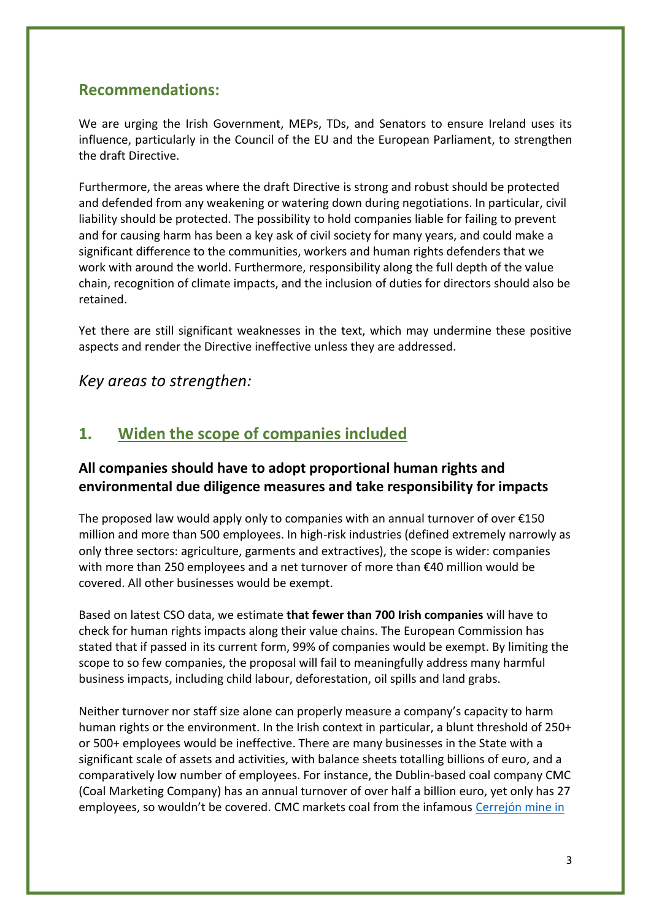## Recommendations:

We are urging the Irish Government, MEPs, TDs, and Senators to ensure Ireland uses its influence, particularly in the Council of the EU and the European Parliament, to strengthen the draft Directive.

Furthermore, the areas where the draft Directive is strong and robust should be protected and defended from any weakening or watering down during negotiations. In particular, civil liability should be protected. The possibility to hold companies liable for failing to prevent and for causing harm has been a key ask of civil society for many years, and could make a significant difference to the communities, workers and human rights defenders that we work with around the world. Furthermore, responsibility along the full depth of the value chain, recognition of climate impacts, and the inclusion of duties for directors should also be retained.

Yet there are still significant weaknesses in the text, which may undermine these positive aspects and render the Directive ineffective unless they are addressed.

### *Key areas to strengthen:*

## 1. Widen the scope of companies included

### All companies should have to adopt proportional human rights and environmental due diligence measures and take responsibility for impacts

The proposed law would apply only to companies with an annual turnover of over €150 million and more than 500 employees. In high-risk industries (defined extremely narrowly as only three sectors: agriculture, garments and extractives), the scope is wider: companies with more than 250 employees and a net turnover of more than €40 million would be covered. All other businesses would be exempt.

Based on latest CSO data, we estimate **that fewer than 700 Irish companies** will have to check for human rights impacts along their value chains. The European Commission has stated that if passed in its current form, 99% of companies would be exempt. By limiting the scope to so few companies, the proposal will fail to meaningfully address many harmful business impacts, including child labour, deforestation, oil spills and land grabs.

Neither turnover nor staff size alone can properly measure a company's capacity to harm human rights or the environment. In the Irish context in particular, a blunt threshold of 250+ or 500+ employees would be ineffective. There are many businesses in the State with a significant scale of assets and activities, with balance sheets totalling billions of euro, and a comparatively low number of employees. For instance, the Dublin-based coal company CMC (Coal Marketing Company) has an annual turnover of over half a billion euro, yet only has 27 employees, so wouldn't be covered. CMC markets coal from the infamous Cerrejón mine in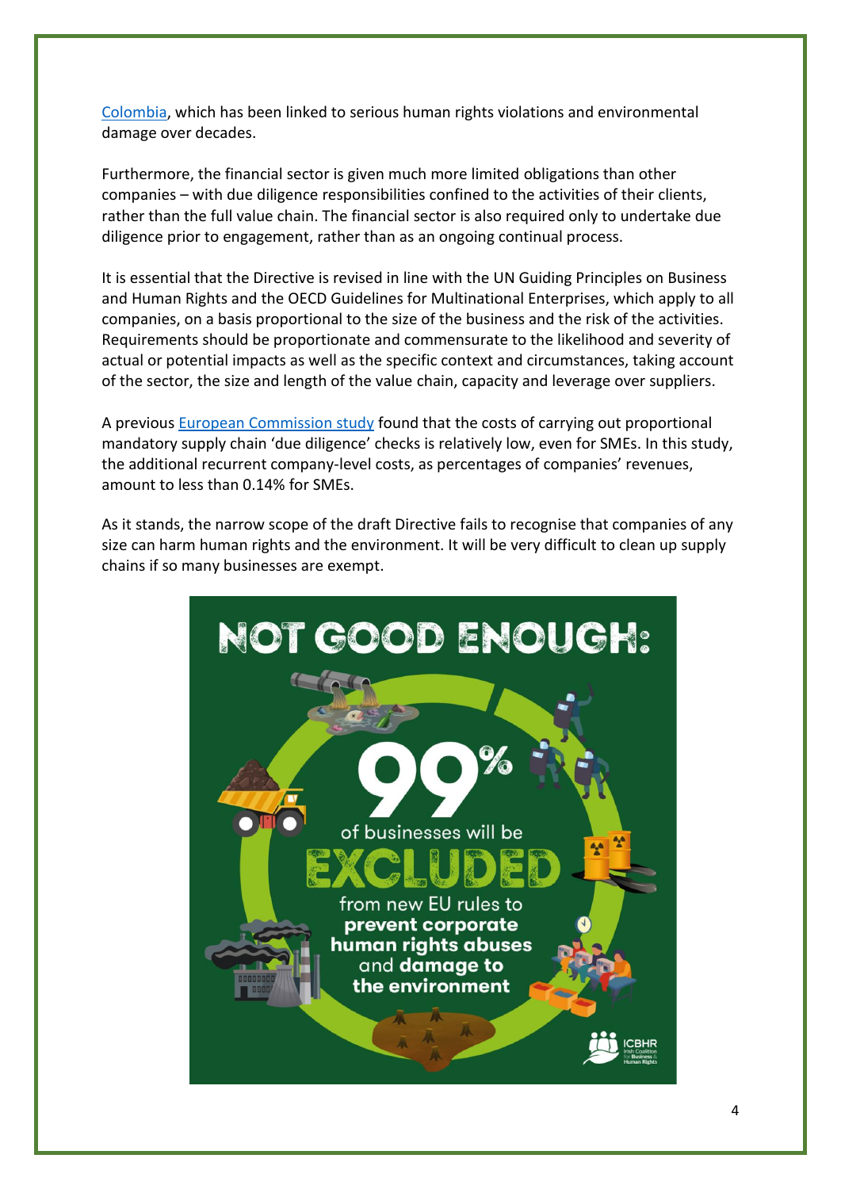Colombia, which has been linked to serious human rights violations and environmental damage over decades.

Furthermore, the financial sector is given much more limited obligations than other companies – with due diligence responsibilities confined to the activities of their clients, rather than the full value chain. The financial sector is also required only to undertake due diligence prior to engagement, rather than as an ongoing continual process.

It is essential that the Directive is revised in line with the UN Guiding Principles on Business and Human Rights and the OECD Guidelines for Multinational Enterprises, which apply to all companies, on a basis proportional to the size of the business and the risk of the activities. Requirements should be proportionate and commensurate to the likelihood and severity of actual or potential impacts as well as the specific context and circumstances, taking account of the sector, the size and length of the value chain, capacity and leverage over suppliers.

A previous European Commission study found that the costs of carrying out proportional mandatory supply chain 'due diligence' checks is relatively low, even for SMEs. In this study, the additional recurrent company-level costs, as percentages of companies' revenues, amount to less than 0.14% for SMEs.

As it stands, the narrow scope of the draft Directive fails to recognise that companies of any size can harm human rights and the environment. It will be very difficult to clean up supply chains if so many businesses are exempt.

**NOT GOOD ENOUGH:**

**99%** of businesses will be **EXCLUDED** from new EU rules to **prevent corporate human rights abuses** and **damage to the environment**

ICBHR Irish Coalition for Business & Human Rights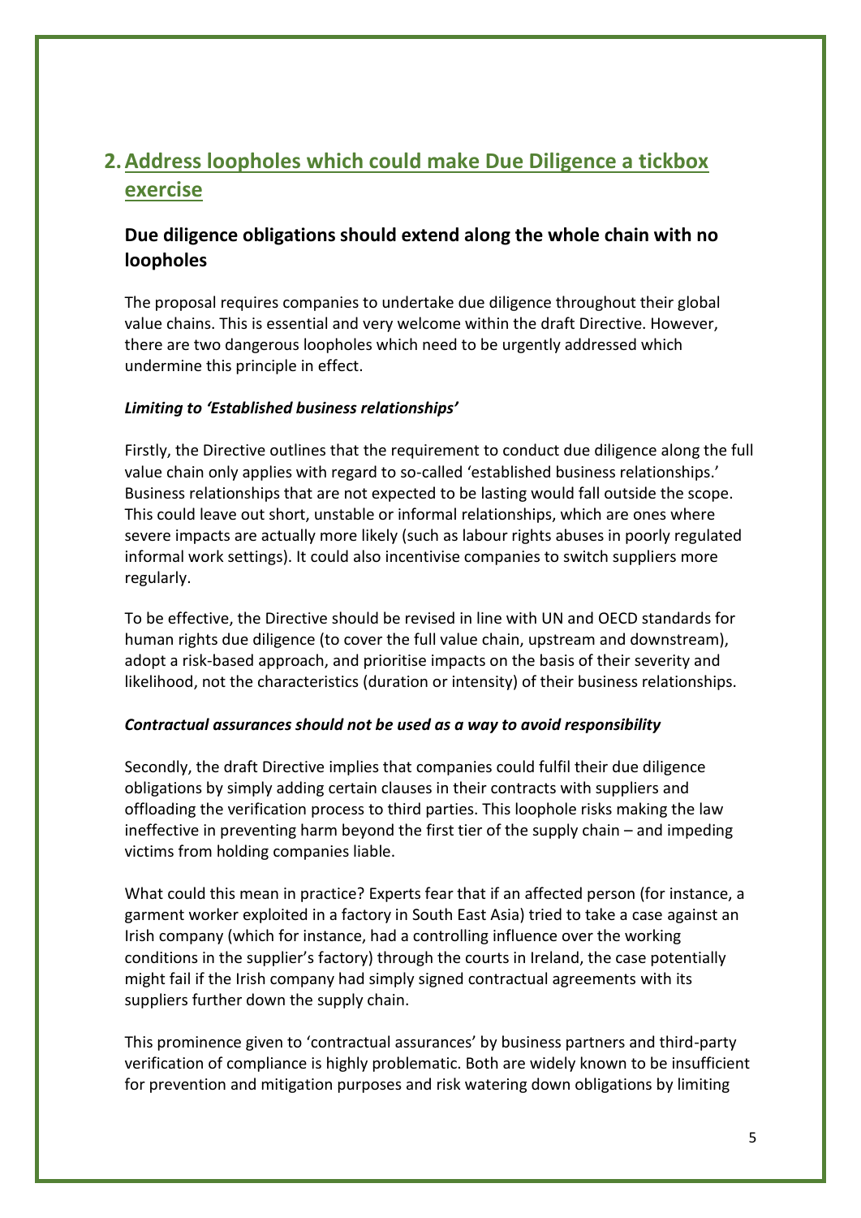## 2. Address loopholes which could make Due Diligence a tickbox exercise

### Due diligence obligations should extend along the whole chain with no loopholes

The proposal requires companies to undertake due diligence throughout their global value chains. This is essential and very welcome within the draft Directive. However, there are two dangerous loopholes which need to be urgently addressed which undermine this principle in effect.

***Limiting to 'Established business relationships'***

Firstly, the Directive outlines that the requirement to conduct due diligence along the full value chain only applies with regard to so-called 'established business relationships.' Business relationships that are not expected to be lasting would fall outside the scope. This could leave out short, unstable or informal relationships, which are ones where severe impacts are actually more likely (such as labour rights abuses in poorly regulated informal work settings). It could also incentivise companies to switch suppliers more regularly.

To be effective, the Directive should be revised in line with UN and OECD standards for human rights due diligence (to cover the full value chain, upstream and downstream), adopt a risk-based approach, and prioritise impacts on the basis of their severity and likelihood, not the characteristics (duration or intensity) of their business relationships.

***Contractual assurances should not be used as a way to avoid responsibility***

Secondly, the draft Directive implies that companies could fulfil their due diligence obligations by simply adding certain clauses in their contracts with suppliers and offloading the verification process to third parties. This loophole risks making the law ineffective in preventing harm beyond the first tier of the supply chain – and impeding victims from holding companies liable.

What could this mean in practice? Experts fear that if an affected person (for instance, a garment worker exploited in a factory in South East Asia) tried to take a case against an Irish company (which for instance, had a controlling influence over the working conditions in the supplier's factory) through the courts in Ireland, the case potentially might fail if the Irish company had simply signed contractual agreements with its suppliers further down the supply chain.

This prominence given to 'contractual assurances' by business partners and third-party verification of compliance is highly problematic. Both are widely known to be insufficient for prevention and mitigation purposes and risk watering down obligations by limiting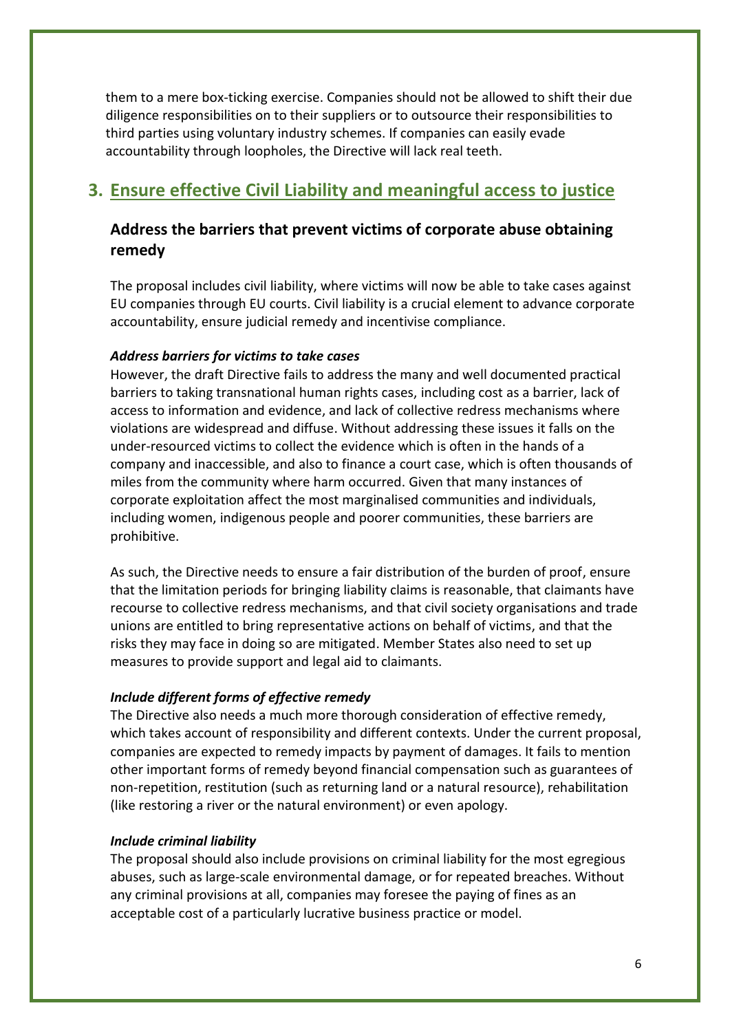them to a mere box-ticking exercise. Companies should not be allowed to shift their due diligence responsibilities on to their suppliers or to outsource their responsibilities to third parties using voluntary industry schemes. If companies can easily evade accountability through loopholes, the Directive will lack real teeth.

## 3. Ensure effective Civil Liability and meaningful access to justice

### Address the barriers that prevent victims of corporate abuse obtaining remedy

The proposal includes civil liability, where victims will now be able to take cases against EU companies through EU courts. Civil liability is a crucial element to advance corporate accountability, ensure judicial remedy and incentivise compliance.

***Address barriers for victims to take cases***

However, the draft Directive fails to address the many and well documented practical barriers to taking transnational human rights cases, including cost as a barrier, lack of access to information and evidence, and lack of collective redress mechanisms where violations are widespread and diffuse. Without addressing these issues it falls on the under-resourced victims to collect the evidence which is often in the hands of a company and inaccessible, and also to finance a court case, which is often thousands of miles from the community where harm occurred. Given that many instances of corporate exploitation affect the most marginalised communities and individuals, including women, indigenous people and poorer communities, these barriers are prohibitive.

As such, the Directive needs to ensure a fair distribution of the burden of proof, ensure that the limitation periods for bringing liability claims is reasonable, that claimants have recourse to collective redress mechanisms, and that civil society organisations and trade unions are entitled to bring representative actions on behalf of victims, and that the risks they may face in doing so are mitigated. Member States also need to set up measures to provide support and legal aid to claimants.

***Include different forms of effective remedy***

The Directive also needs a much more thorough consideration of effective remedy, which takes account of responsibility and different contexts. Under the current proposal, companies are expected to remedy impacts by payment of damages. It fails to mention other important forms of remedy beyond financial compensation such as guarantees of non-repetition, restitution (such as returning land or a natural resource), rehabilitation (like restoring a river or the natural environment) or even apology.

***Include criminal liability***

The proposal should also include provisions on criminal liability for the most egregious abuses, such as large-scale environmental damage, or for repeated breaches. Without any criminal provisions at all, companies may foresee the paying of fines as an acceptable cost of a particularly lucrative business practice or model.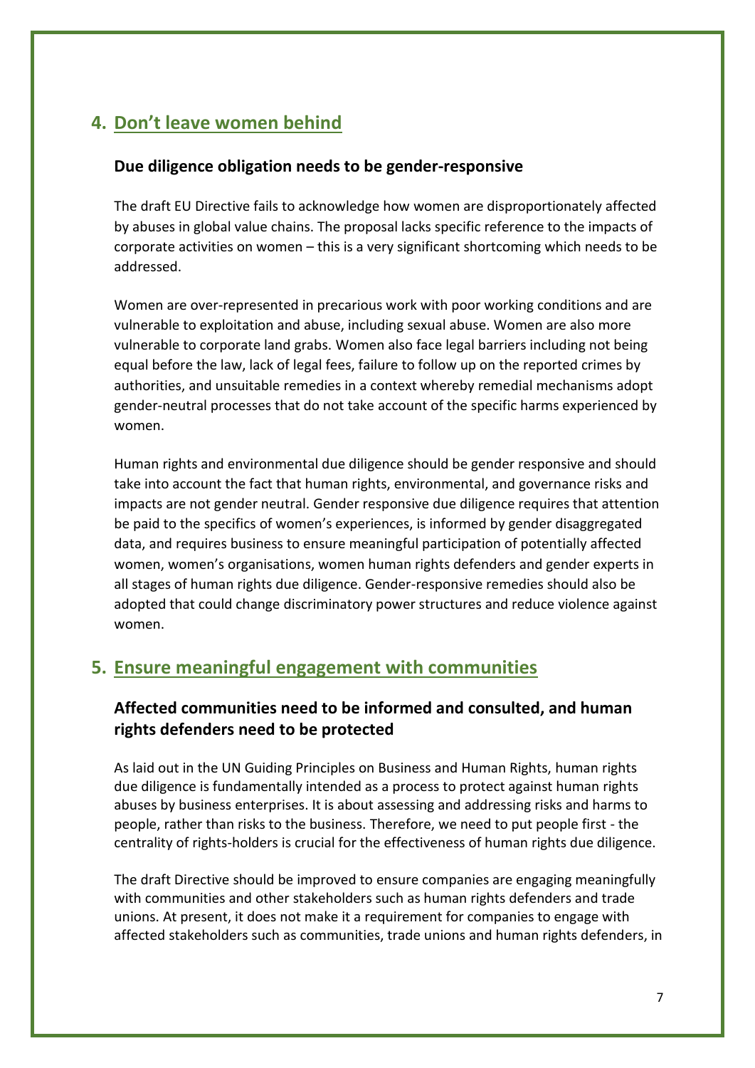## 4. Don't leave women behind

### Due diligence obligation needs to be gender-responsive

The draft EU Directive fails to acknowledge how women are disproportionately affected by abuses in global value chains. The proposal lacks specific reference to the impacts of corporate activities on women – this is a very significant shortcoming which needs to be addressed.

Women are over-represented in precarious work with poor working conditions and are vulnerable to exploitation and abuse, including sexual abuse. Women are also more vulnerable to corporate land grabs. Women also face legal barriers including not being equal before the law, lack of legal fees, failure to follow up on the reported crimes by authorities, and unsuitable remedies in a context whereby remedial mechanisms adopt gender-neutral processes that do not take account of the specific harms experienced by women.

Human rights and environmental due diligence should be gender responsive and should take into account the fact that human rights, environmental, and governance risks and impacts are not gender neutral. Gender responsive due diligence requires that attention be paid to the specifics of women's experiences, is informed by gender disaggregated data, and requires business to ensure meaningful participation of potentially affected women, women's organisations, women human rights defenders and gender experts in all stages of human rights due diligence. Gender-responsive remedies should also be adopted that could change discriminatory power structures and reduce violence against women.

## 5. Ensure meaningful engagement with communities

### Affected communities need to be informed and consulted, and human rights defenders need to be protected

As laid out in the UN Guiding Principles on Business and Human Rights, human rights due diligence is fundamentally intended as a process to protect against human rights abuses by business enterprises. It is about assessing and addressing risks and harms to people, rather than risks to the business. Therefore, we need to put people first - the centrality of rights-holders is crucial for the effectiveness of human rights due diligence.

The draft Directive should be improved to ensure companies are engaging meaningfully with communities and other stakeholders such as human rights defenders and trade unions. At present, it does not make it a requirement for companies to engage with affected stakeholders such as communities, trade unions and human rights defenders, in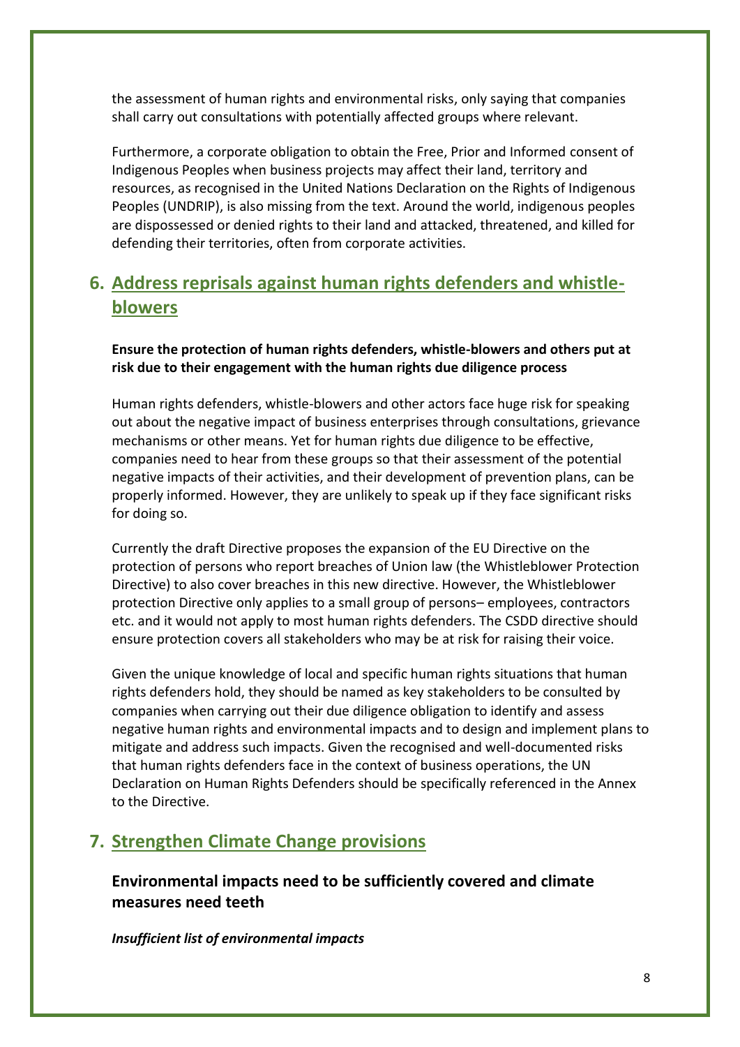the assessment of human rights and environmental risks, only saying that companies shall carry out consultations with potentially affected groups where relevant.

Furthermore, a corporate obligation to obtain the Free, Prior and Informed consent of Indigenous Peoples when business projects may affect their land, territory and resources, as recognised in the United Nations Declaration on the Rights of Indigenous Peoples (UNDRIP), is also missing from the text. Around the world, indigenous peoples are dispossessed or denied rights to their land and attacked, threatened, and killed for defending their territories, often from corporate activities.

## 6. Address reprisals against human rights defenders and whistle-blowers

**Ensure the protection of human rights defenders, whistle-blowers and others put at risk due to their engagement with the human rights due diligence process**

Human rights defenders, whistle-blowers and other actors face huge risk for speaking out about the negative impact of business enterprises through consultations, grievance mechanisms or other means. Yet for human rights due diligence to be effective, companies need to hear from these groups so that their assessment of the potential negative impacts of their activities, and their development of prevention plans, can be properly informed. However, they are unlikely to speak up if they face significant risks for doing so.

Currently the draft Directive proposes the expansion of the EU Directive on the protection of persons who report breaches of Union law (the Whistleblower Protection Directive) to also cover breaches in this new directive. However, the Whistleblower protection Directive only applies to a small group of persons– employees, contractors etc. and it would not apply to most human rights defenders. The CSDD directive should ensure protection covers all stakeholders who may be at risk for raising their voice.

Given the unique knowledge of local and specific human rights situations that human rights defenders hold, they should be named as key stakeholders to be consulted by companies when carrying out their due diligence obligation to identify and assess negative human rights and environmental impacts and to design and implement plans to mitigate and address such impacts. Given the recognised and well-documented risks that human rights defenders face in the context of business operations, the UN Declaration on Human Rights Defenders should be specifically referenced in the Annex to the Directive.

## 7. Strengthen Climate Change provisions

### Environmental impacts need to be sufficiently covered and climate measures need teeth

***Insufficient list of environmental impacts***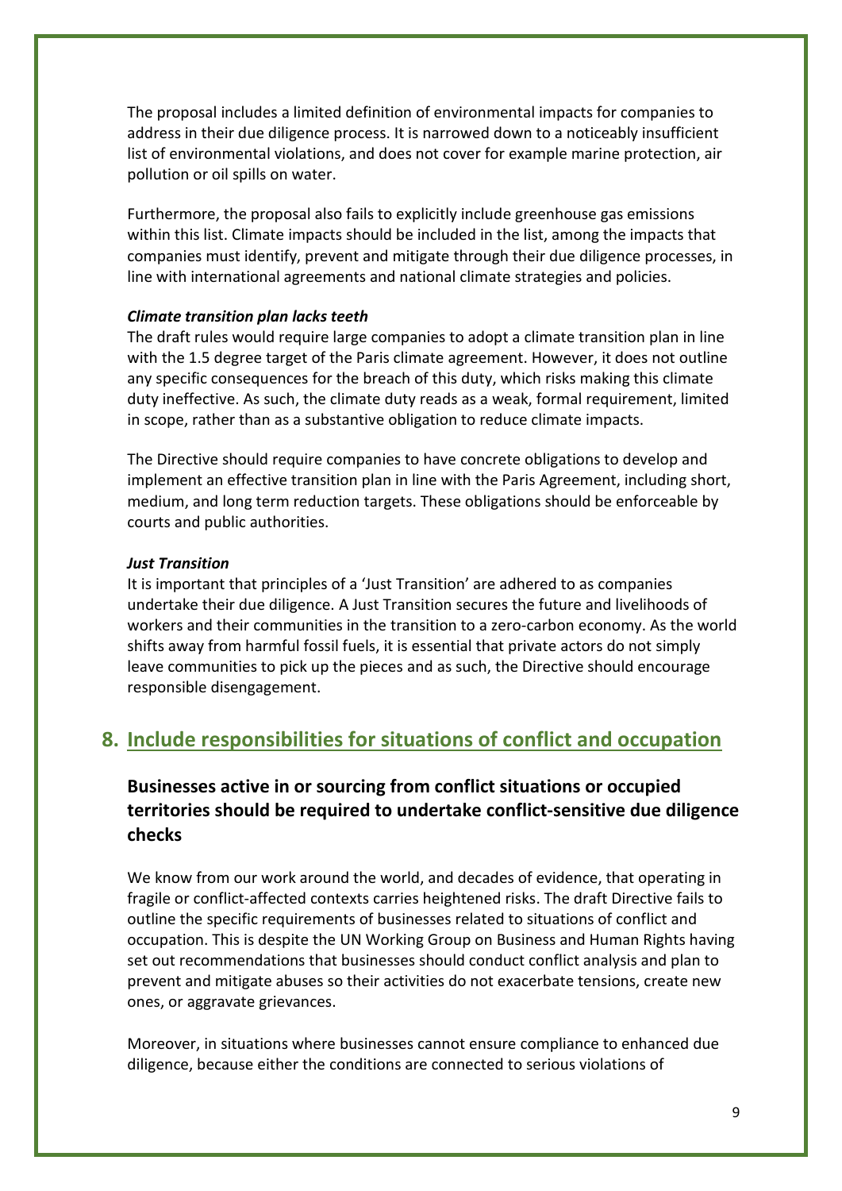The proposal includes a limited definition of environmental impacts for companies to address in their due diligence process. It is narrowed down to a noticeably insufficient list of environmental violations, and does not cover for example marine protection, air pollution or oil spills on water.

Furthermore, the proposal also fails to explicitly include greenhouse gas emissions within this list. Climate impacts should be included in the list, among the impacts that companies must identify, prevent and mitigate through their due diligence processes, in line with international agreements and national climate strategies and policies.

***Climate transition plan lacks teeth***

The draft rules would require large companies to adopt a climate transition plan in line with the 1.5 degree target of the Paris climate agreement. However, it does not outline any specific consequences for the breach of this duty, which risks making this climate duty ineffective. As such, the climate duty reads as a weak, formal requirement, limited in scope, rather than as a substantive obligation to reduce climate impacts.

The Directive should require companies to have concrete obligations to develop and implement an effective transition plan in line with the Paris Agreement, including short, medium, and long term reduction targets. These obligations should be enforceable by courts and public authorities.

***Just Transition***

It is important that principles of a 'Just Transition' are adhered to as companies undertake their due diligence. A Just Transition secures the future and livelihoods of workers and their communities in the transition to a zero-carbon economy. As the world shifts away from harmful fossil fuels, it is essential that private actors do not simply leave communities to pick up the pieces and as such, the Directive should encourage responsible disengagement.

## 8. Include responsibilities for situations of conflict and occupation

### Businesses active in or sourcing from conflict situations or occupied territories should be required to undertake conflict-sensitive due diligence checks

We know from our work around the world, and decades of evidence, that operating in fragile or conflict-affected contexts carries heightened risks. The draft Directive fails to outline the specific requirements of businesses related to situations of conflict and occupation. This is despite the UN Working Group on Business and Human Rights having set out recommendations that businesses should conduct conflict analysis and plan to prevent and mitigate abuses so their activities do not exacerbate tensions, create new ones, or aggravate grievances.

Moreover, in situations where businesses cannot ensure compliance to enhanced due diligence, because either the conditions are connected to serious violations of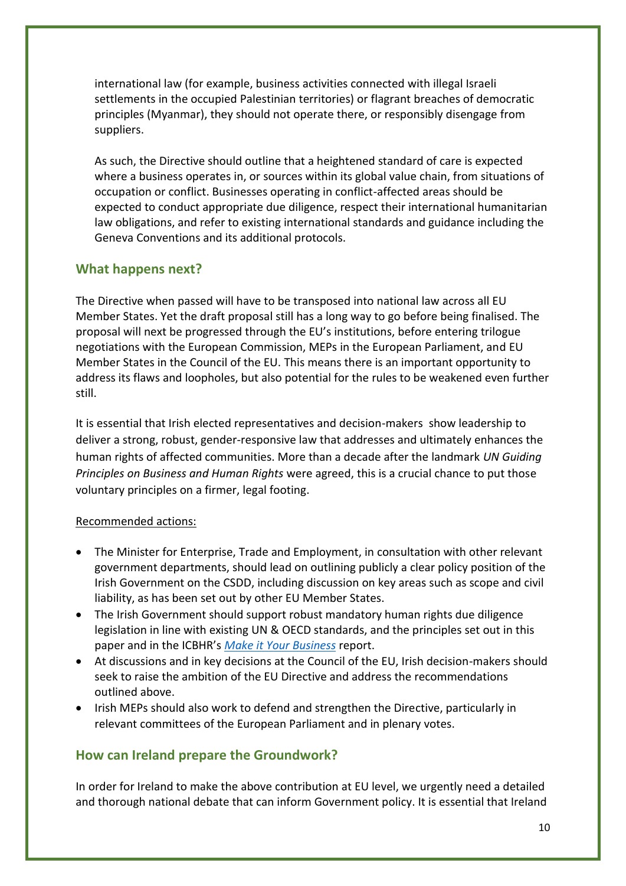international law (for example, business activities connected with illegal Israeli settlements in the occupied Palestinian territories) or flagrant breaches of democratic principles (Myanmar), they should not operate there, or responsibly disengage from suppliers.

As such, the Directive should outline that a heightened standard of care is expected where a business operates in, or sources within its global value chain, from situations of occupation or conflict. Businesses operating in conflict-affected areas should be expected to conduct appropriate due diligence, respect their international humanitarian law obligations, and refer to existing international standards and guidance including the Geneva Conventions and its additional protocols.

## What happens next?

The Directive when passed will have to be transposed into national law across all EU Member States. Yet the draft proposal still has a long way to go before being finalised. The proposal will next be progressed through the EU's institutions, before entering trilogue negotiations with the European Commission, MEPs in the European Parliament, and EU Member States in the Council of the EU. This means there is an important opportunity to address its flaws and loopholes, but also potential for the rules to be weakened even further still.

It is essential that Irish elected representatives and decision-makers show leadership to deliver a strong, robust, gender-responsive law that addresses and ultimately enhances the human rights of affected communities. More than a decade after the landmark *UN Guiding Principles on Business and Human Rights* were agreed, this is a crucial chance to put those voluntary principles on a firmer, legal footing.

Recommended actions:

- The Minister for Enterprise, Trade and Employment, in consultation with other relevant government departments, should lead on outlining publicly a clear policy position of the Irish Government on the CSDD, including discussion on key areas such as scope and civil liability, as has been set out by other EU Member States.
- The Irish Government should support robust mandatory human rights due diligence legislation in line with existing UN & OECD standards, and the principles set out in this paper and in the ICBHR's *Make it Your Business* report.
- At discussions and in key decisions at the Council of the EU, Irish decision-makers should seek to raise the ambition of the EU Directive and address the recommendations outlined above.
- Irish MEPs should also work to defend and strengthen the Directive, particularly in relevant committees of the European Parliament and in plenary votes.

## How can Ireland prepare the Groundwork?

In order for Ireland to make the above contribution at EU level, we urgently need a detailed and thorough national debate that can inform Government policy. It is essential that Ireland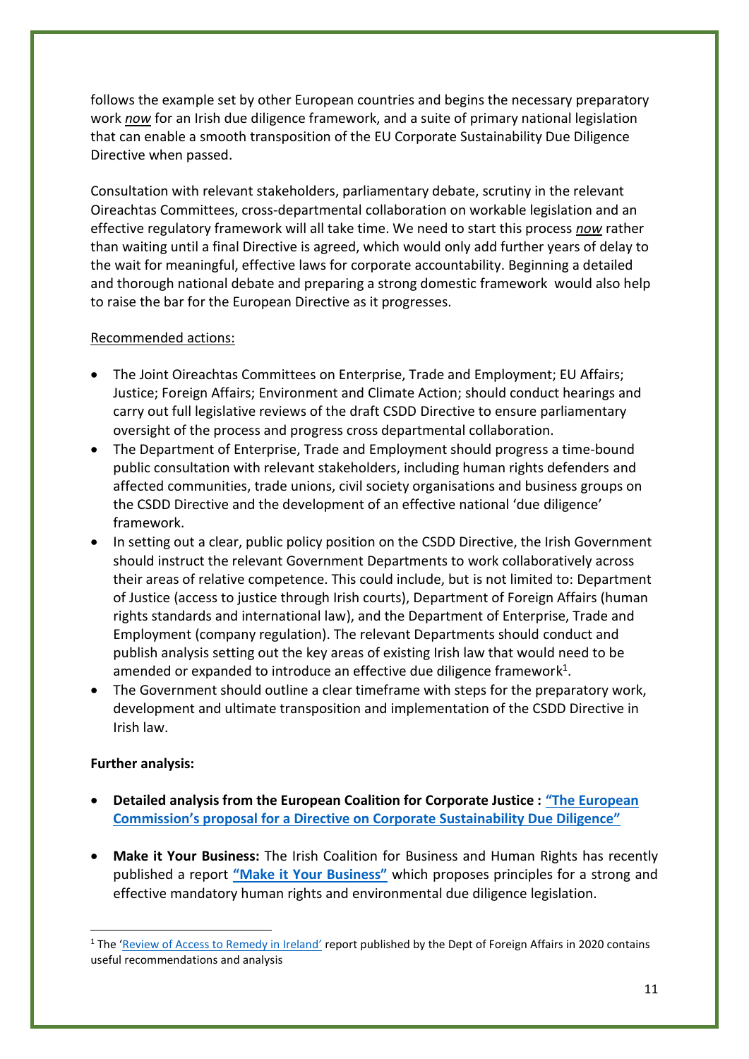follows the example set by other European countries and begins the necessary preparatory work *now* for an Irish due diligence framework, and a suite of primary national legislation that can enable a smooth transposition of the EU Corporate Sustainability Due Diligence Directive when passed.

Consultation with relevant stakeholders, parliamentary debate, scrutiny in the relevant Oireachtas Committees, cross-departmental collaboration on workable legislation and an effective regulatory framework will all take time. We need to start this process *now* rather than waiting until a final Directive is agreed, which would only add further years of delay to the wait for meaningful, effective laws for corporate accountability. Beginning a detailed and thorough national debate and preparing a strong domestic framework would also help to raise the bar for the European Directive as it progresses.

Recommended actions:

- The Joint Oireachtas Committees on Enterprise, Trade and Employment; EU Affairs; Justice; Foreign Affairs; Environment and Climate Action; should conduct hearings and carry out full legislative reviews of the draft CSDD Directive to ensure parliamentary oversight of the process and progress cross departmental collaboration.
- The Department of Enterprise, Trade and Employment should progress a time-bound public consultation with relevant stakeholders, including human rights defenders and affected communities, trade unions, civil society organisations and business groups on the CSDD Directive and the development of an effective national 'due diligence' framework.
- In setting out a clear, public policy position on the CSDD Directive, the Irish Government should instruct the relevant Government Departments to work collaboratively across their areas of relative competence. This could include, but is not limited to: Department of Justice (access to justice through Irish courts), Department of Foreign Affairs (human rights standards and international law), and the Department of Enterprise, Trade and Employment (company regulation). The relevant Departments should conduct and publish analysis setting out the key areas of existing Irish law that would need to be amended or expanded to introduce an effective due diligence framework[1].
- The Government should outline a clear timeframe with steps for the preparatory work, development and ultimate transposition and implementation of the CSDD Directive in Irish law.

**Further analysis:**

- **Detailed analysis from the European Coalition for Corporate Justice : "The European Commission's proposal for a Directive on Corporate Sustainability Due Diligence"**
- **Make it Your Business:** The Irish Coalition for Business and Human Rights has recently published a report **"Make it Your Business"** which proposes principles for a strong and effective mandatory human rights and environmental due diligence legislation.

[1] The 'Review of Access to Remedy in Ireland' report published by the Dept of Foreign Affairs in 2020 contains useful recommendations and analysis